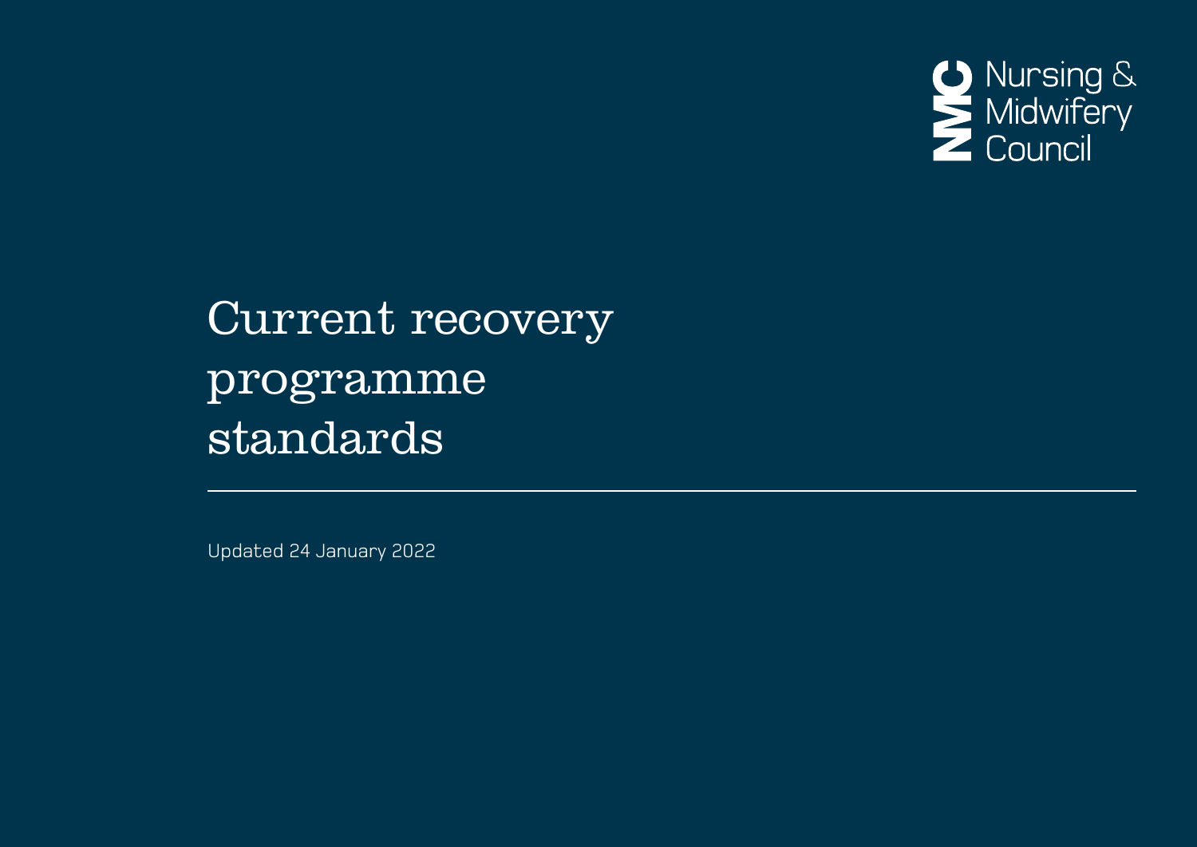Nursing & Midwifery Council

# Current recovery programme standards

Updated 24 January 2022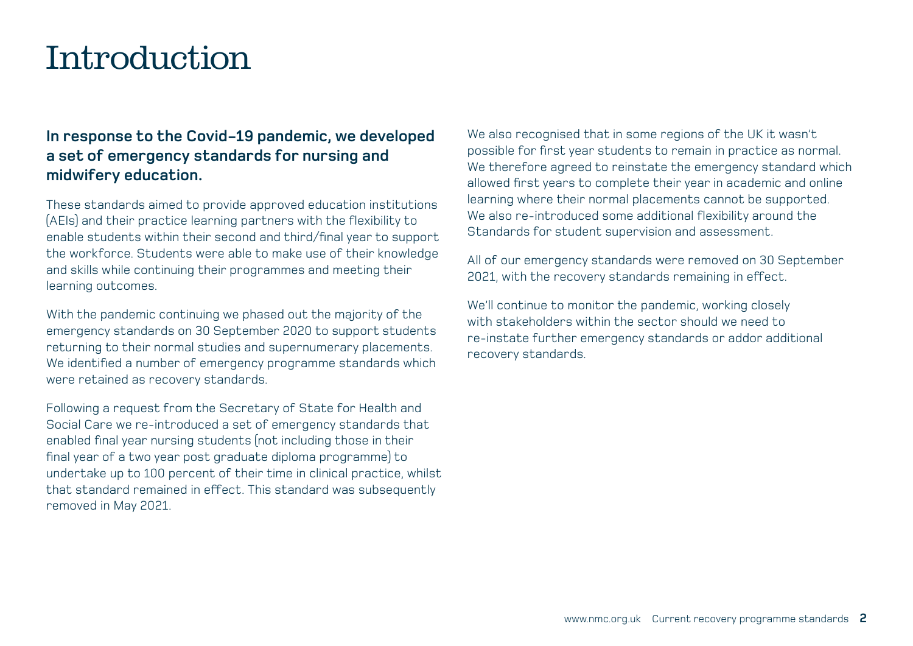# Introduction

**In response to the Covid-19 pandemic, we developed a set of emergency standards for nursing and midwifery education.**

These standards aimed to provide approved education institutions (AEIs) and their practice learning partners with the flexibility to enable students within their second and third/final year to support the workforce. Students were able to make use of their knowledge and skills while continuing their programmes and meeting their learning outcomes.

With the pandemic continuing we phased out the majority of the emergency standards on 30 September 2020 to support students returning to their normal studies and supernumerary placements. We identified a number of emergency programme standards which were retained as recovery standards.

Following a request from the Secretary of State for Health and Social Care we re-introduced a set of emergency standards that enabled final year nursing students (not including those in their final year of a two year post graduate diploma programme) to undertake up to 100 percent of their time in clinical practice, whilst that standard remained in effect. This standard was subsequently removed in May 2021.

We also recognised that in some regions of the UK it wasn't possible for first year students to remain in practice as normal. We therefore agreed to reinstate the emergency standard which allowed first years to complete their year in academic and online learning where their normal placements cannot be supported. We also re-introduced some additional flexibility around the Standards for student supervision and assessment.

All of our emergency standards were removed on 30 September 2021, with the recovery standards remaining in effect.

We'll continue to monitor the pandemic, working closely with stakeholders within the sector should we need to re-instate further emergency standards or addor additional recovery standards.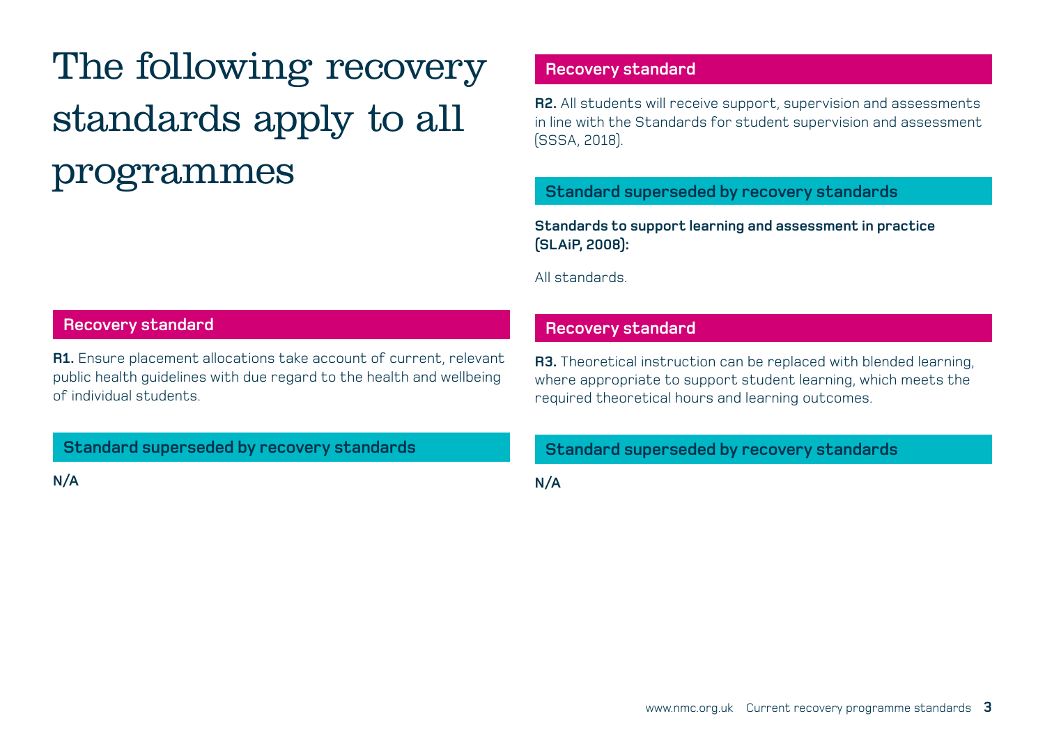# The following recovery standards apply to all programmes

## Recovery standard

**R1.** Ensure placement allocations take account of current, relevant public health guidelines with due regard to the health and wellbeing of individual students.

## Standard superseded by recovery standards

**N/A**

## Recovery standard

**R2.** All students will receive support, supervision and assessments in line with the Standards for student supervision and assessment (SSSA, 2018).

## Standard superseded by recovery standards

**Standards to support learning and assessment in practice (SLAiP, 2008):**

All standards.

## Recovery standard

**R3.** Theoretical instruction can be replaced with blended learning, where appropriate to support student learning, which meets the required theoretical hours and learning outcomes.

## Standard superseded by recovery standards

**N/A**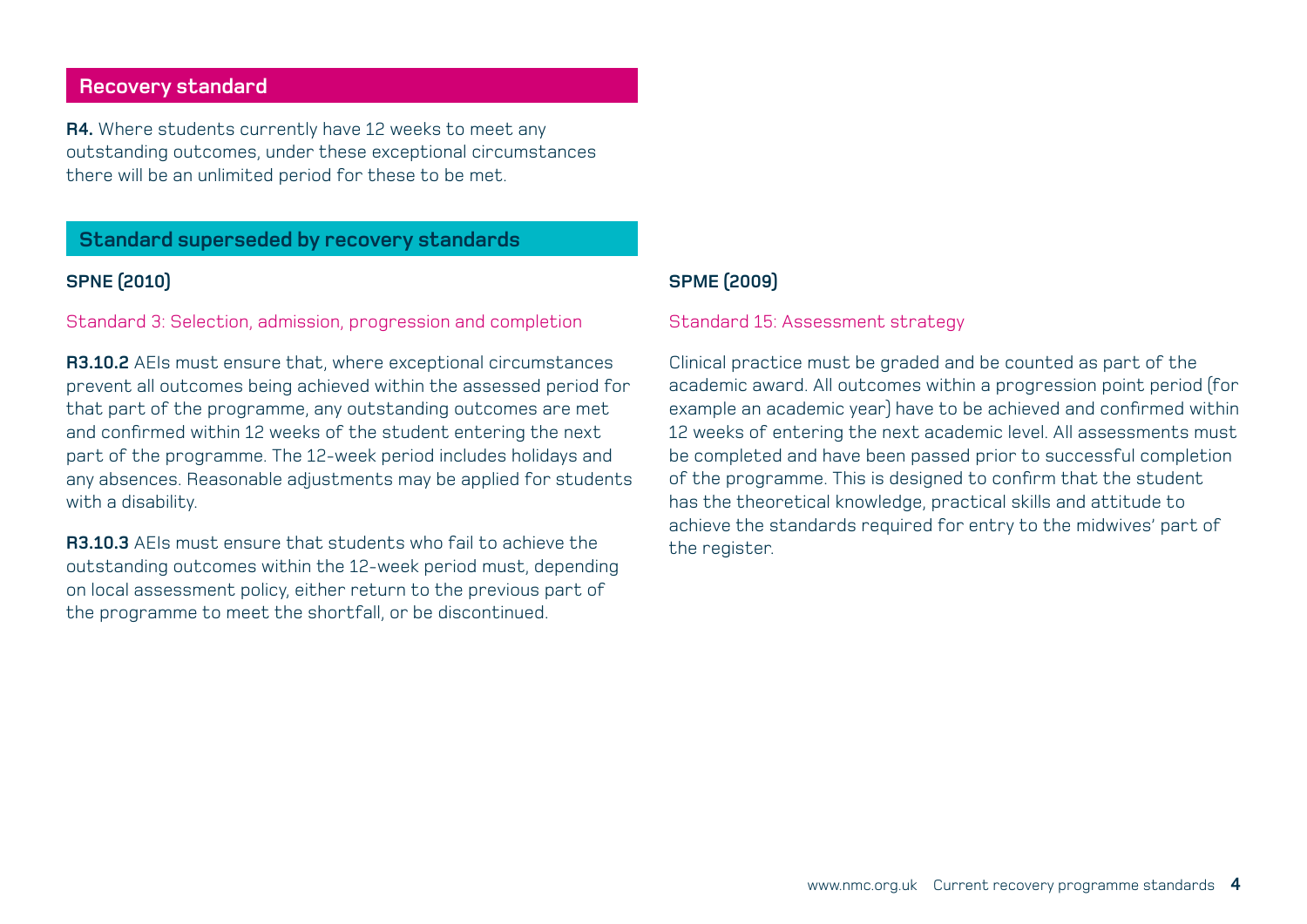## Recovery standard

**R4.** Where students currently have 12 weeks to meet any outstanding outcomes, under these exceptional circumstances there will be an unlimited period for these to be met.

## Standard superseded by recovery standards

### SPNE (2010)

Standard 3: Selection, admission, progression and completion

**R3.10.2** AEIs must ensure that, where exceptional circumstances prevent all outcomes being achieved within the assessed period for that part of the programme, any outstanding outcomes are met and confirmed within 12 weeks of the student entering the next part of the programme. The 12-week period includes holidays and any absences. Reasonable adjustments may be applied for students with a disability.

**R3.10.3** AEIs must ensure that students who fail to achieve the outstanding outcomes within the 12-week period must, depending on local assessment policy, either return to the previous part of the programme to meet the shortfall, or be discontinued.

### SPME (2009)

Standard 15: Assessment strategy

Clinical practice must be graded and be counted as part of the academic award. All outcomes within a progression point period (for example an academic year) have to be achieved and confirmed within 12 weeks of entering the next academic level. All assessments must be completed and have been passed prior to successful completion of the programme. This is designed to confirm that the student has the theoretical knowledge, practical skills and attitude to achieve the standards required for entry to the midwives' part of the register.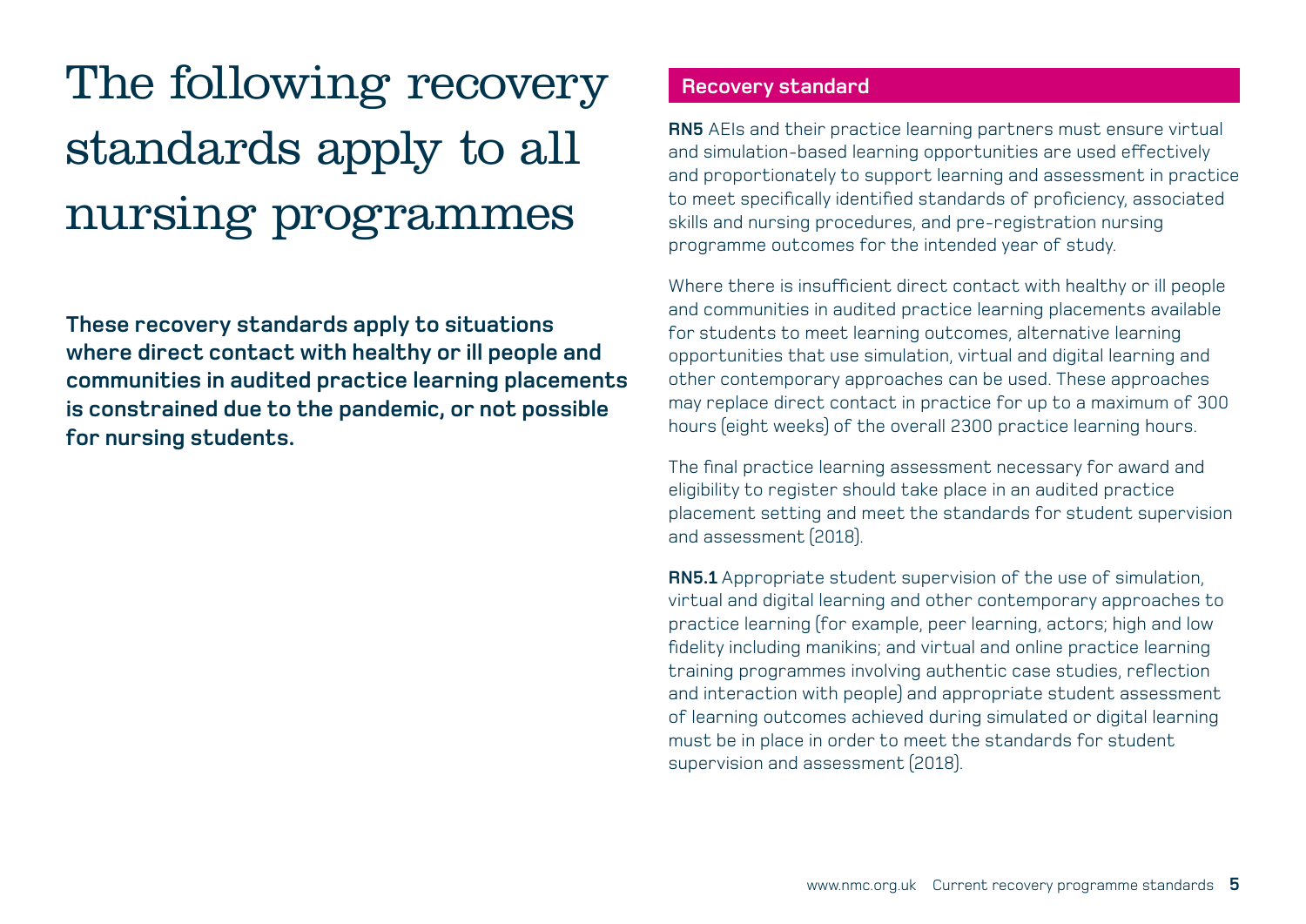# The following recovery standards apply to all nursing programmes

**These recovery standards apply to situations where direct contact with healthy or ill people and communities in audited practice learning placements is constrained due to the pandemic, or not possible for nursing students.**

## Recovery standard

**RN5** AEIs and their practice learning partners must ensure virtual and simulation-based learning opportunities are used effectively and proportionately to support learning and assessment in practice to meet specifically identified standards of proficiency, associated skills and nursing procedures, and pre-registration nursing programme outcomes for the intended year of study.

Where there is insufficient direct contact with healthy or ill people and communities in audited practice learning placements available for students to meet learning outcomes, alternative learning opportunities that use simulation, virtual and digital learning and other contemporary approaches can be used. These approaches may replace direct contact in practice for up to a maximum of 300 hours (eight weeks) of the overall 2300 practice learning hours.

The final practice learning assessment necessary for award and eligibility to register should take place in an audited practice placement setting and meet the standards for student supervision and assessment (2018).

**RN5.1** Appropriate student supervision of the use of simulation, virtual and digital learning and other contemporary approaches to practice learning (for example, peer learning, actors; high and low fidelity including manikins; and virtual and online practice learning training programmes involving authentic case studies, reflection and interaction with people) and appropriate student assessment of learning outcomes achieved during simulated or digital learning must be in place in order to meet the standards for student supervision and assessment (2018).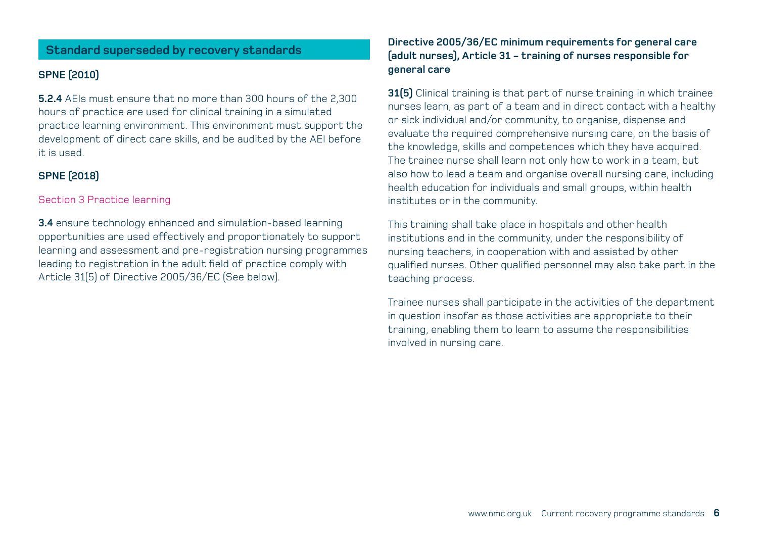## Standard superseded by recovery standards

### SPNE (2010)

**5.2.4** AEIs must ensure that no more than 300 hours of the 2,300 hours of practice are used for clinical training in a simulated practice learning environment. This environment must support the development of direct care skills, and be audited by the AEI before it is used.

### SPNE (2018)

Section 3 Practice learning

**3.4** ensure technology enhanced and simulation-based learning opportunities are used effectively and proportionately to support learning and assessment and pre-registration nursing programmes leading to registration in the adult field of practice comply with Article 31(5) of Directive 2005/36/EC (See below).

### Directive 2005/36/EC minimum requirements for general care (adult nurses), Article 31 – training of nurses responsible for general care

**31(5)** Clinical training is that part of nurse training in which trainee nurses learn, as part of a team and in direct contact with a healthy or sick individual and/or community, to organise, dispense and evaluate the required comprehensive nursing care, on the basis of the knowledge, skills and competences which they have acquired. The trainee nurse shall learn not only how to work in a team, but also how to lead a team and organise overall nursing care, including health education for individuals and small groups, within health institutes or in the community.

This training shall take place in hospitals and other health institutions and in the community, under the responsibility of nursing teachers, in cooperation with and assisted by other qualified nurses. Other qualified personnel may also take part in the teaching process.

Trainee nurses shall participate in the activities of the department in question insofar as those activities are appropriate to their training, enabling them to learn to assume the responsibilities involved in nursing care.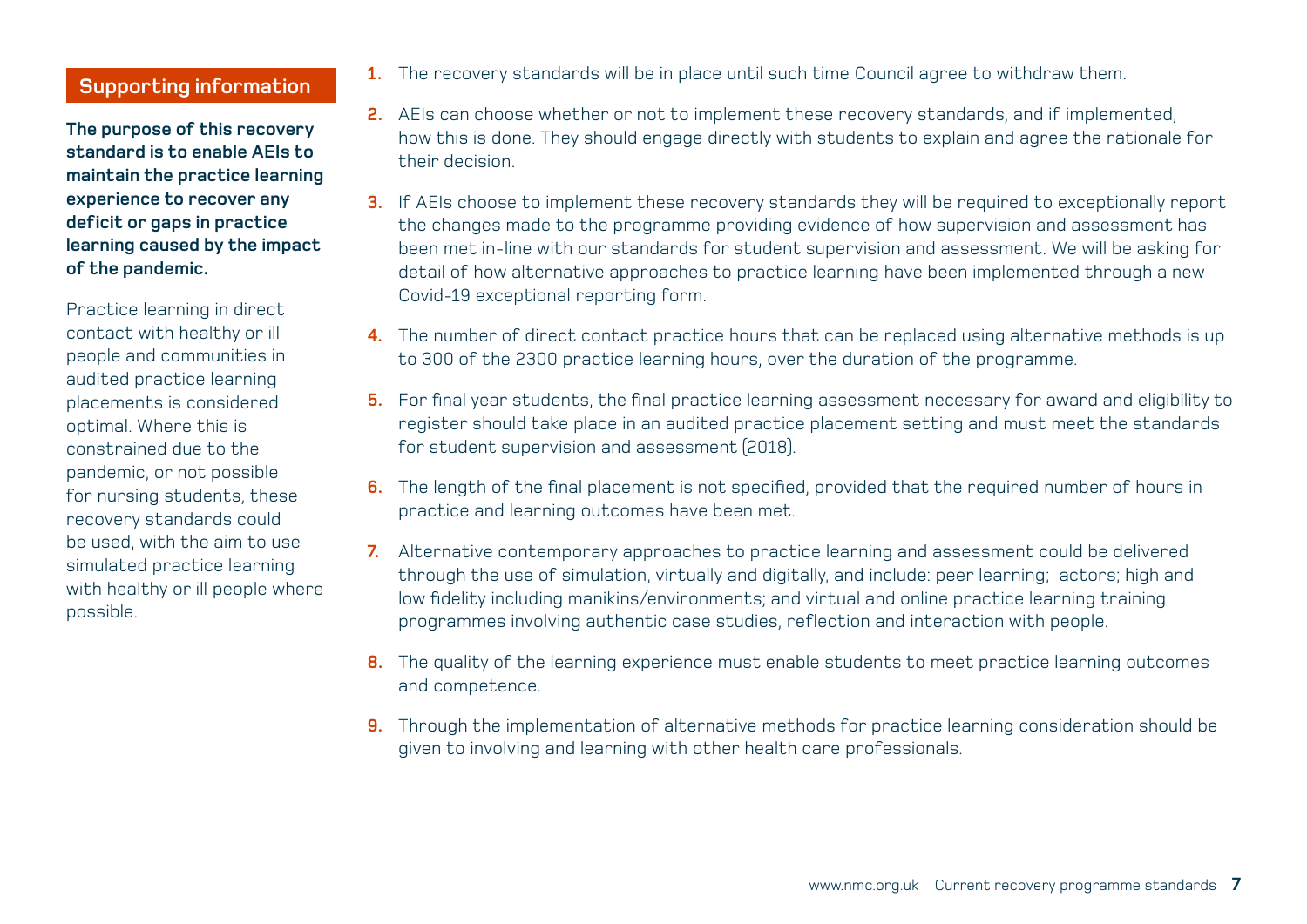## Supporting information

**The purpose of this recovery standard is to enable AEIs to maintain the practice learning experience to recover any deficit or gaps in practice learning caused by the impact of the pandemic.**

Practice learning in direct contact with healthy or ill people and communities in audited practice learning placements is considered optimal. Where this is constrained due to the pandemic, or not possible for nursing students, these recovery standards could be used, with the aim to use simulated practice learning with healthy or ill people where possible.

1. The recovery standards will be in place until such time Council agree to withdraw them.
2. AEIs can choose whether or not to implement these recovery standards, and if implemented, how this is done. They should engage directly with students to explain and agree the rationale for their decision.
3. If AEIs choose to implement these recovery standards they will be required to exceptionally report the changes made to the programme providing evidence of how supervision and assessment has been met in-line with our standards for student supervision and assessment. We will be asking for detail of how alternative approaches to practice learning have been implemented through a new Covid-19 exceptional reporting form.
4. The number of direct contact practice hours that can be replaced using alternative methods is up to 300 of the 2300 practice learning hours, over the duration of the programme.
5. For final year students, the final practice learning assessment necessary for award and eligibility to register should take place in an audited practice placement setting and must meet the standards for student supervision and assessment (2018).
6. The length of the final placement is not specified, provided that the required number of hours in practice and learning outcomes have been met.
7. Alternative contemporary approaches to practice learning and assessment could be delivered through the use of simulation, virtually and digitally, and include: peer learning; actors; high and low fidelity including manikins/environments; and virtual and online practice learning training programmes involving authentic case studies, reflection and interaction with people.
8. The quality of the learning experience must enable students to meet practice learning outcomes and competence.
9. Through the implementation of alternative methods for practice learning consideration should be given to involving and learning with other health care professionals.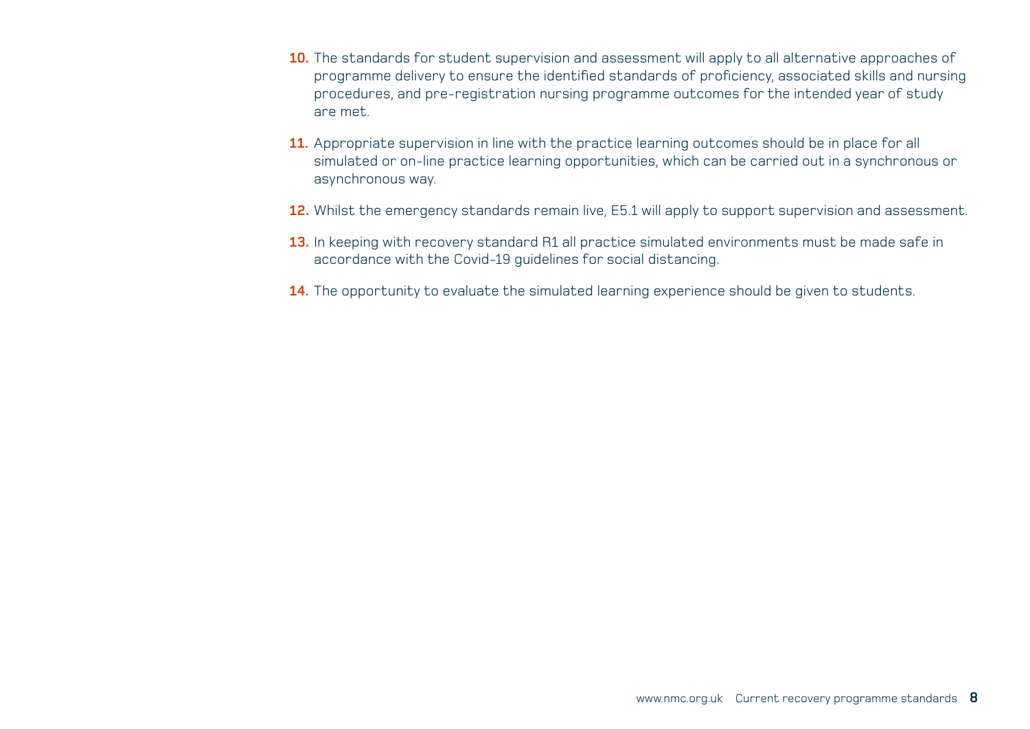10. The standards for student supervision and assessment will apply to all alternative approaches of programme delivery to ensure the identified standards of proficiency, associated skills and nursing procedures, and pre-registration nursing programme outcomes for the intended year of study are met.

11. Appropriate supervision in line with the practice learning outcomes should be in place for all simulated or on-line practice learning opportunities, which can be carried out in a synchronous or asynchronous way.

12. Whilst the emergency standards remain live, E5.1 will apply to support supervision and assessment.

13. In keeping with recovery standard R1 all practice simulated environments must be made safe in accordance with the Covid-19 guidelines for social distancing.

14. The opportunity to evaluate the simulated learning experience should be given to students.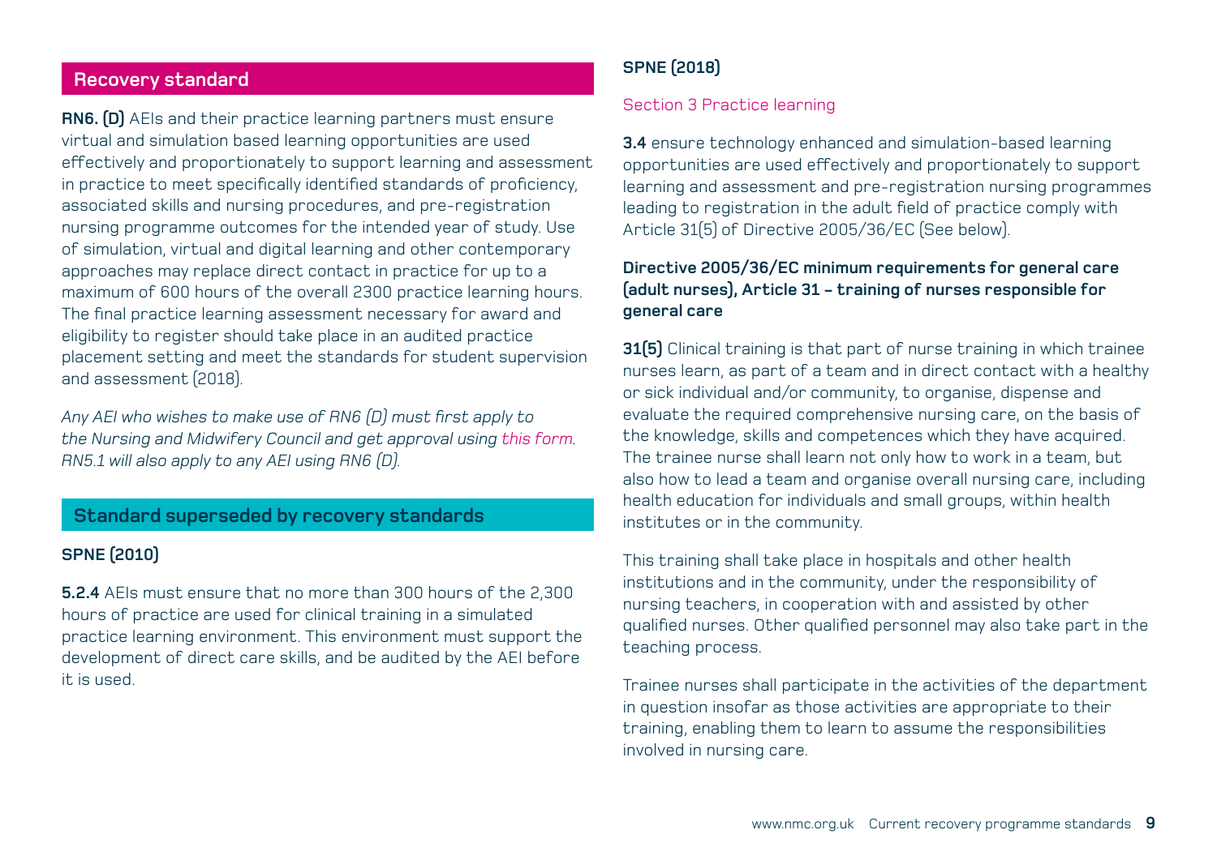## Recovery standard

**RN6. (D)** AEIs and their practice learning partners must ensure virtual and simulation based learning opportunities are used effectively and proportionately to support learning and assessment in practice to meet specifically identified standards of proficiency, associated skills and nursing procedures, and pre-registration nursing programme outcomes for the intended year of study. Use of simulation, virtual and digital learning and other contemporary approaches may replace direct contact in practice for up to a maximum of 600 hours of the overall 2300 practice learning hours. The final practice learning assessment necessary for award and eligibility to register should take place in an audited practice placement setting and meet the standards for student supervision and assessment (2018).

*Any AEI who wishes to make use of RN6 (D) must first apply to the Nursing and Midwifery Council and get approval using this form. RN5.1 will also apply to any AEI using RN6 (D).*

## Standard superseded by recovery standards

### SPNE (2010)

**5.2.4** AEIs must ensure that no more than 300 hours of the 2,300 hours of practice are used for clinical training in a simulated practice learning environment. This environment must support the development of direct care skills, and be audited by the AEI before it is used.

### SPNE (2018)

Section 3 Practice learning

**3.4** ensure technology enhanced and simulation-based learning opportunities are used effectively and proportionately to support learning and assessment and pre-registration nursing programmes leading to registration in the adult field of practice comply with Article 31(5) of Directive 2005/36/EC (See below).

**Directive 2005/36/EC minimum requirements for general care (adult nurses), Article 31 – training of nurses responsible for general care**

**31(5)** Clinical training is that part of nurse training in which trainee nurses learn, as part of a team and in direct contact with a healthy or sick individual and/or community, to organise, dispense and evaluate the required comprehensive nursing care, on the basis of the knowledge, skills and competences which they have acquired. The trainee nurse shall learn not only how to work in a team, but also how to lead a team and organise overall nursing care, including health education for individuals and small groups, within health institutes or in the community.

This training shall take place in hospitals and other health institutions and in the community, under the responsibility of nursing teachers, in cooperation with and assisted by other qualified nurses. Other qualified personnel may also take part in the teaching process.

Trainee nurses shall participate in the activities of the department in question insofar as those activities are appropriate to their training, enabling them to learn to assume the responsibilities involved in nursing care.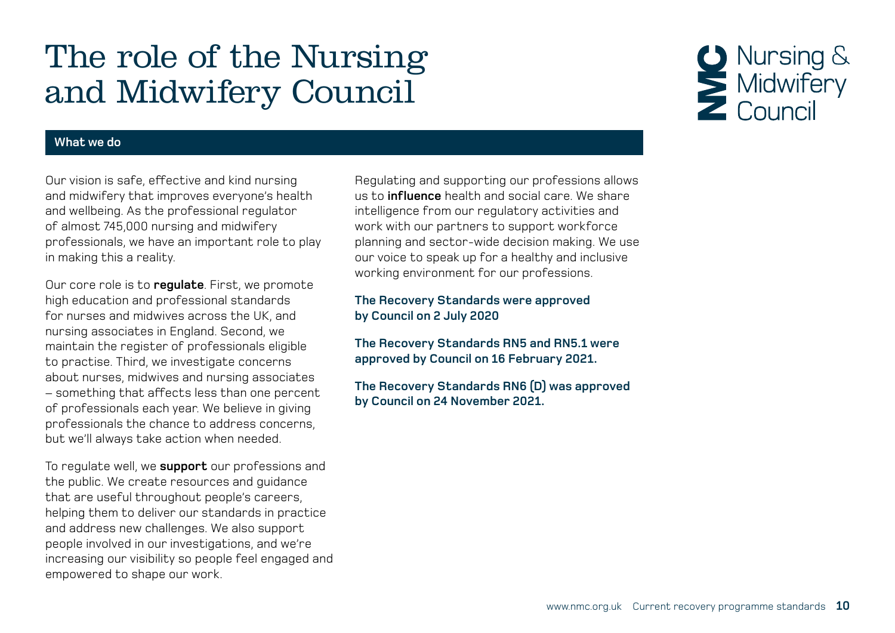# The role of the Nursing and Midwifery Council

## What we do

Our vision is safe, effective and kind nursing and midwifery that improves everyone's health and wellbeing. As the professional regulator of almost 745,000 nursing and midwifery professionals, we have an important role to play in making this a reality.

Our core role is to **regulate**. First, we promote high education and professional standards for nurses and midwives across the UK, and nursing associates in England. Second, we maintain the register of professionals eligible to practise. Third, we investigate concerns about nurses, midwives and nursing associates – something that affects less than one percent of professionals each year. We believe in giving professionals the chance to address concerns, but we'll always take action when needed.

To regulate well, we **support** our professions and the public. We create resources and guidance that are useful throughout people's careers, helping them to deliver our standards in practice and address new challenges. We also support people involved in our investigations, and we're increasing our visibility so people feel engaged and empowered to shape our work.

Regulating and supporting our professions allows us to **influence** health and social care. We share intelligence from our regulatory activities and work with our partners to support workforce planning and sector-wide decision making. We use our voice to speak up for a healthy and inclusive working environment for our professions.

**The Recovery Standards were approved by Council on 2 July 2020**

**The Recovery Standards RN5 and RN5.1 were approved by Council on 16 February 2021.**

**The Recovery Standards RN6 (D) was approved by Council on 24 November 2021.**